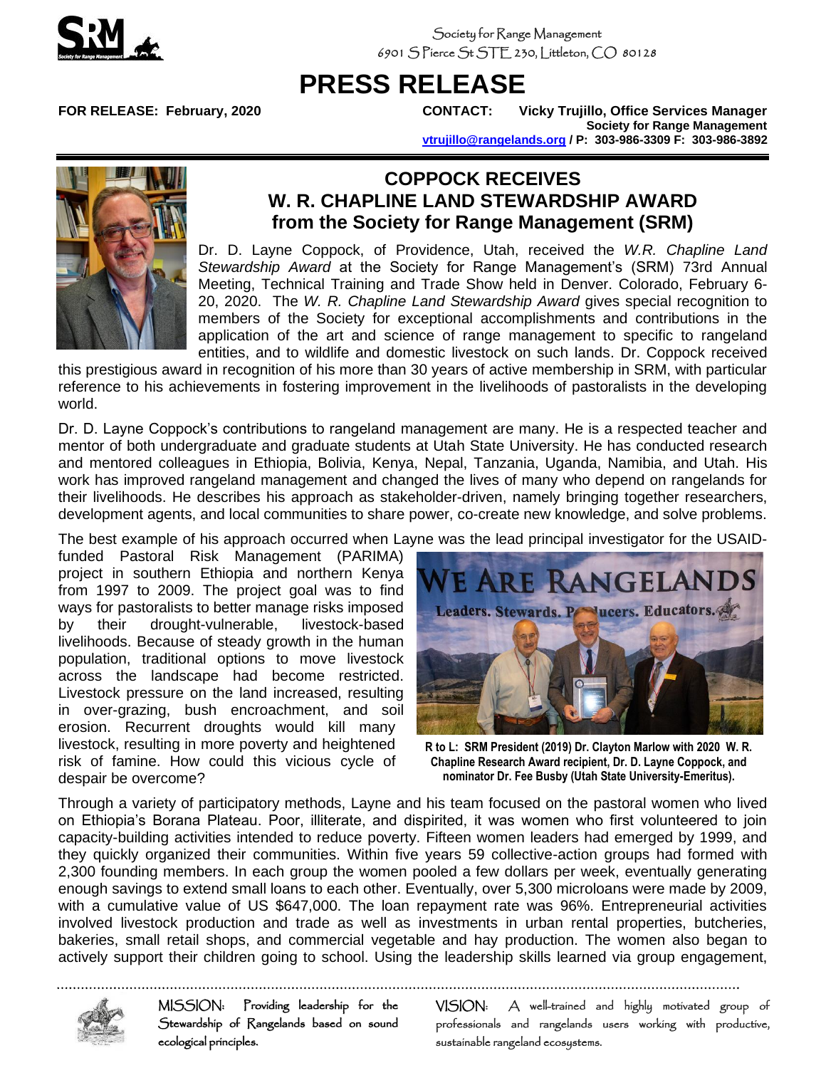Society for Range Management
6901 S Pierce St STE 230, Littleton, CO 80128

# PRESS RELEASE

**FOR RELEASE: February, 2020**

**CONTACT: Vicky Trujillo, Office Services Manager**
**Society for Range Management**
**vtrujillo@rangelands.org / P: 303-986-3309 F: 303-986-3892**

## COPPOCK RECEIVES W. R. CHAPLINE LAND STEWARDSHIP AWARD from the Society for Range Management (SRM)

Dr. D. Layne Coppock, of Providence, Utah, received the *W.R. Chapline Land Stewardship Award* at the Society for Range Management's (SRM) 73rd Annual Meeting, Technical Training and Trade Show held in Denver. Colorado, February 6-20, 2020. The *W. R. Chapline Land Stewardship Award* gives special recognition to members of the Society for exceptional accomplishments and contributions in the application of the art and science of range management to specific to rangeland entities, and to wildlife and domestic livestock on such lands. Dr. Coppock received this prestigious award in recognition of his more than 30 years of active membership in SRM, with particular reference to his achievements in fostering improvement in the livelihoods of pastoralists in the developing world.

Dr. D. Layne Coppock's contributions to rangeland management are many. He is a respected teacher and mentor of both undergraduate and graduate students at Utah State University. He has conducted research and mentored colleagues in Ethiopia, Bolivia, Kenya, Nepal, Tanzania, Uganda, Namibia, and Utah. His work has improved rangeland management and changed the lives of many who depend on rangelands for their livelihoods. He describes his approach as stakeholder-driven, namely bringing together researchers, development agents, and local communities to share power, co-create new knowledge, and solve problems.

The best example of his approach occurred when Layne was the lead principal investigator for the USAID-funded Pastoral Risk Management (PARIMA) project in southern Ethiopia and northern Kenya from 1997 to 2009. The project goal was to find ways for pastoralists to better manage risks imposed by their drought-vulnerable, livestock-based livelihoods. Because of steady growth in the human population, traditional options to move livestock across the landscape had become restricted. Livestock pressure on the land increased, resulting in over-grazing, bush encroachment, and soil erosion. Recurrent droughts would kill many livestock, resulting in more poverty and heightened risk of famine. How could this vicious cycle of despair be overcome?

**R to L: SRM President (2019) Dr. Clayton Marlow with 2020 W. R. Chapline Research Award recipient, Dr. D. Layne Coppock, and nominator Dr. Fee Busby (Utah State University-Emeritus).**

Through a variety of participatory methods, Layne and his team focused on the pastoral women who lived on Ethiopia's Borana Plateau. Poor, illiterate, and dispirited, it was women who first volunteered to join capacity-building activities intended to reduce poverty. Fifteen women leaders had emerged by 1999, and they quickly organized their communities. Within five years 59 collective-action groups had formed with 2,300 founding members. In each group the women pooled a few dollars per week, eventually generating enough savings to extend small loans to each other. Eventually, over 5,300 microloans were made by 2009, with a cumulative value of US $647,000. The loan repayment rate was 96%. Entrepreneurial activities involved livestock production and trade as well as investments in urban rental properties, butcheries, bakeries, small retail shops, and commercial vegetable and hay production. The women also began to actively support their children going to school. Using the leadership skills learned via group engagement,

MISSION: Providing leadership for the Stewardship of Rangelands based on sound ecological principles.

VISION: A well-trained and highly motivated group of professionals and rangelands users working with productive, sustainable rangeland ecosystems.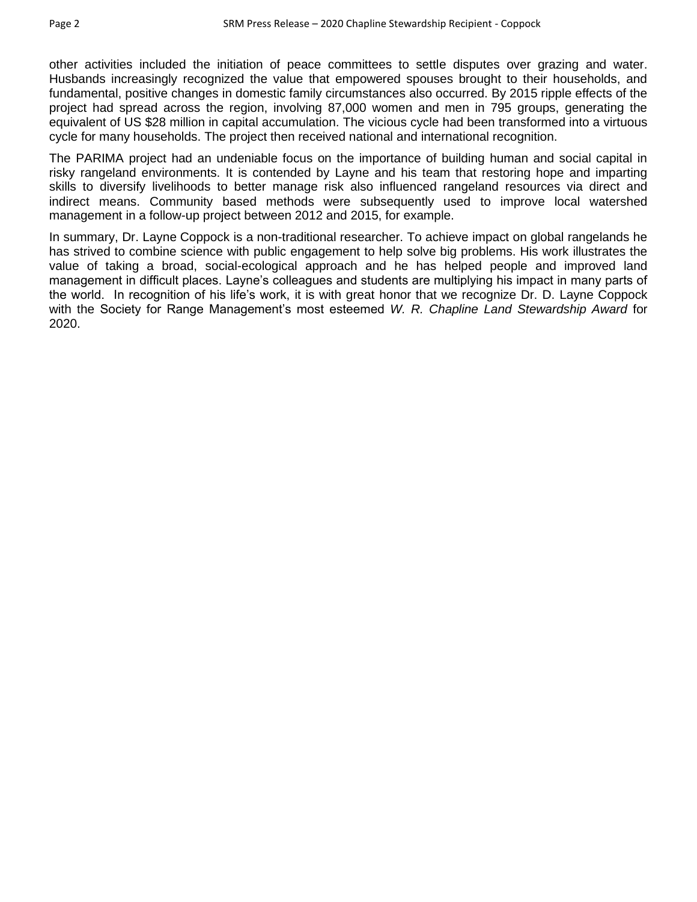other activities included the initiation of peace committees to settle disputes over grazing and water. Husbands increasingly recognized the value that empowered spouses brought to their households, and fundamental, positive changes in domestic family circumstances also occurred. By 2015 ripple effects of the project had spread across the region, involving 87,000 women and men in 795 groups, generating the equivalent of US $28 million in capital accumulation. The vicious cycle had been transformed into a virtuous cycle for many households. The project then received national and international recognition.

The PARIMA project had an undeniable focus on the importance of building human and social capital in risky rangeland environments. It is contended by Layne and his team that restoring hope and imparting skills to diversify livelihoods to better manage risk also influenced rangeland resources via direct and indirect means. Community based methods were subsequently used to improve local watershed management in a follow-up project between 2012 and 2015, for example.

In summary, Dr. Layne Coppock is a non-traditional researcher. To achieve impact on global rangelands he has strived to combine science with public engagement to help solve big problems. His work illustrates the value of taking a broad, social-ecological approach and he has helped people and improved land management in difficult places. Layne's colleagues and students are multiplying his impact in many parts of the world. In recognition of his life's work, it is with great honor that we recognize Dr. D. Layne Coppock with the Society for Range Management's most esteemed *W. R. Chapline Land Stewardship Award* for 2020.